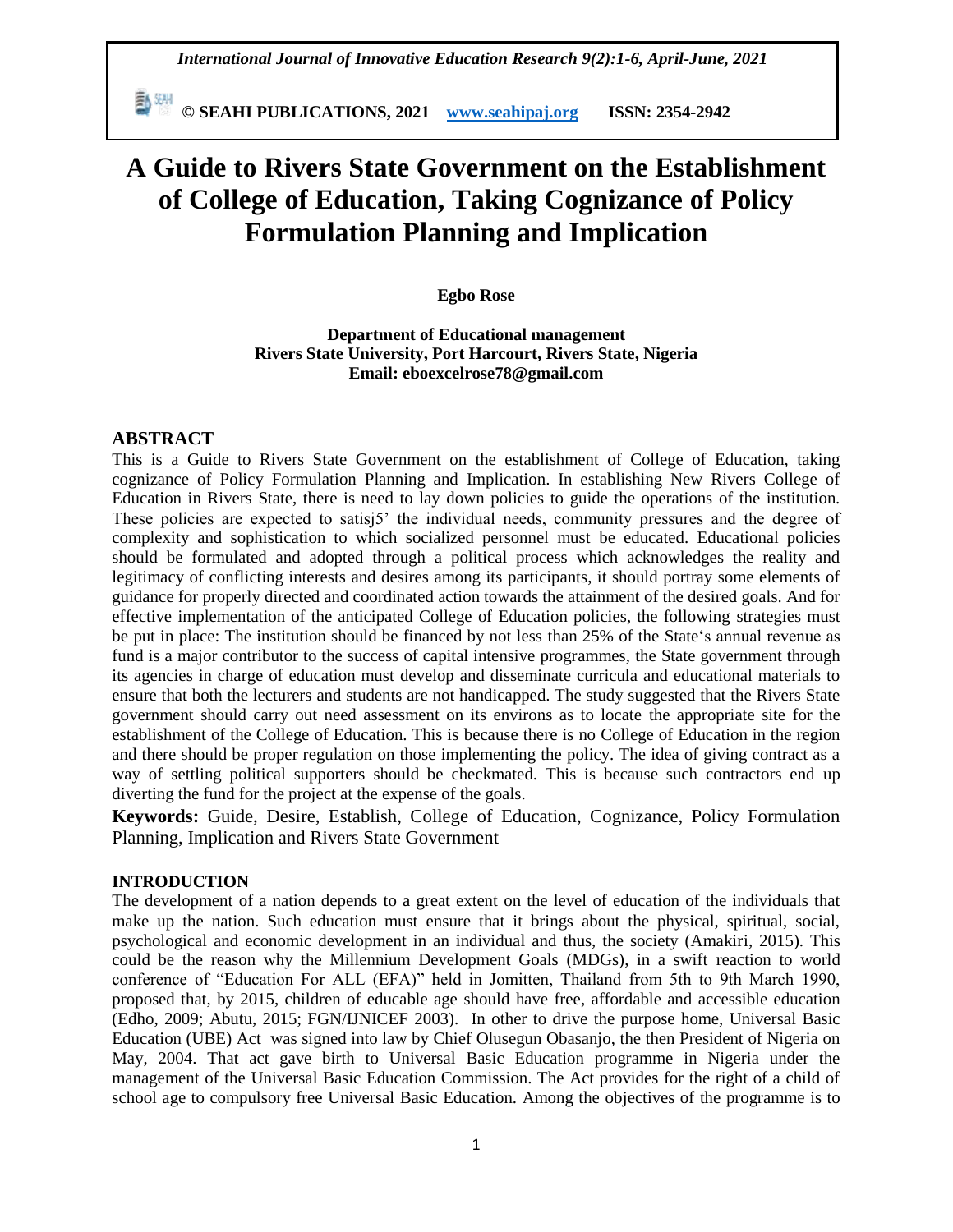# A Guide to Rivers State Government on the Establishment of College of Education, Taking Cognizance of Policy Formulation Planning and Implication

**Egbo Rose**

**Department of Educational management**
**Rivers State University, Port Harcourt, Rivers State, Nigeria**
**Email: eboexcelrose78@gmail.com**

## ABSTRACT

This is a Guide to Rivers State Government on the establishment of College of Education, taking cognizance of Policy Formulation Planning and Implication. In establishing New Rivers College of Education in Rivers State, there is need to lay down policies to guide the operations of the institution. These policies are expected to satisj5' the individual needs, community pressures and the degree of complexity and sophistication to which socialized personnel must be educated. Educational policies should be formulated and adopted through a political process which acknowledges the reality and legitimacy of conflicting interests and desires among its participants, it should portray some elements of guidance for properly directed and coordinated action towards the attainment of the desired goals. And for effective implementation of the anticipated College of Education policies, the following strategies must be put in place: The institution should be financed by not less than 25% of the State's annual revenue as fund is a major contributor to the success of capital intensive programmes, the State government through its agencies in charge of education must develop and disseminate curricula and educational materials to ensure that both the lecturers and students are not handicapped. The study suggested that the Rivers State government should carry out need assessment on its environs as to locate the appropriate site for the establishment of the College of Education. This is because there is no College of Education in the region and there should be proper regulation on those implementing the policy. The idea of giving contract as a way of settling political supporters should be checkmated. This is because such contractors end up diverting the fund for the project at the expense of the goals.

**Keywords:** Guide, Desire, Establish, College of Education, Cognizance, Policy Formulation Planning, Implication and Rivers State Government

## INTRODUCTION

The development of a nation depends to a great extent on the level of education of the individuals that make up the nation. Such education must ensure that it brings about the physical, spiritual, social, psychological and economic development in an individual and thus, the society (Amakiri, 2015). This could be the reason why the Millennium Development Goals (MDGs), in a swift reaction to world conference of "Education For ALL (EFA)" held in Jomitten, Thailand from 5th to 9th March 1990, proposed that, by 2015, children of educable age should have free, affordable and accessible education (Edho, 2009; Abutu, 2015; FGN/IJNICEF 2003). In other to drive the purpose home, Universal Basic Education (UBE) Act was signed into law by Chief Olusegun Obasanjo, the then President of Nigeria on May, 2004. That act gave birth to Universal Basic Education programme in Nigeria under the management of the Universal Basic Education Commission. The Act provides for the right of a child of school age to compulsory free Universal Basic Education. Among the objectives of the programme is to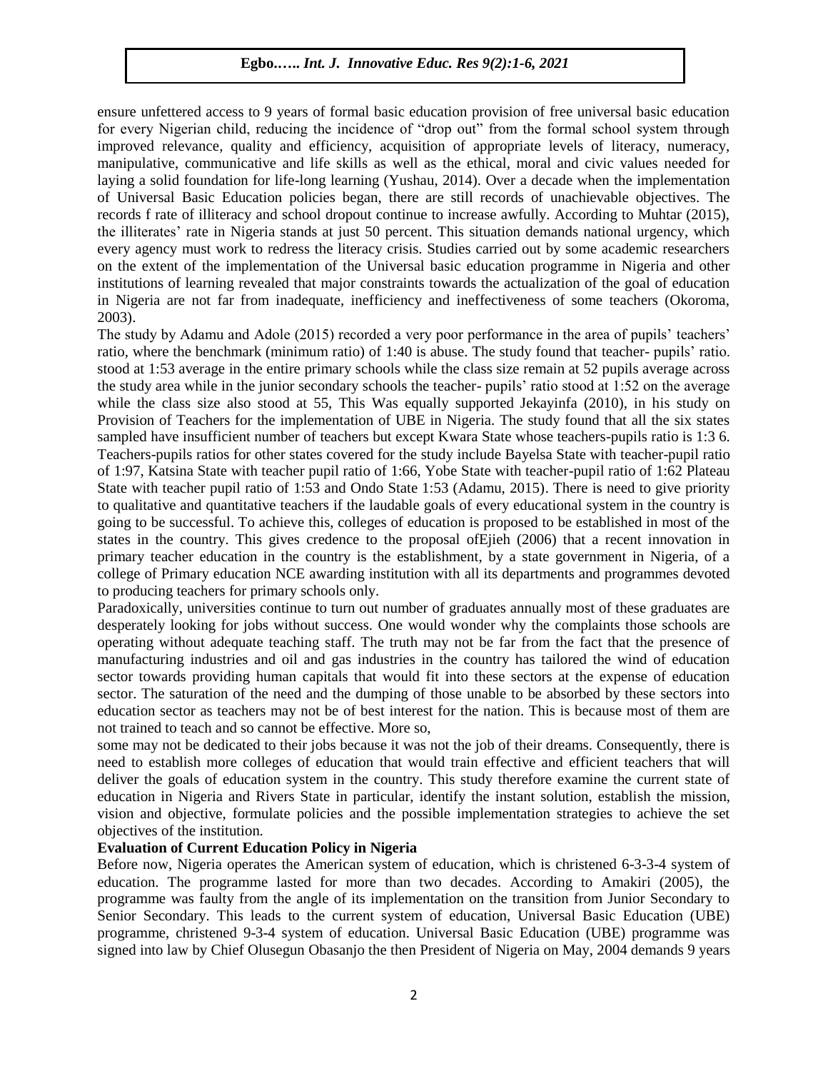ensure unfettered access to 9 years of formal basic education provision of free universal basic education for every Nigerian child, reducing the incidence of "drop out" from the formal school system through improved relevance, quality and efficiency, acquisition of appropriate levels of literacy, numeracy, manipulative, communicative and life skills as well as the ethical, moral and civic values needed for laying a solid foundation for life-long learning (Yushau, 2014). Over a decade when the implementation of Universal Basic Education policies began, there are still records of unachievable objectives. The records f rate of illiteracy and school dropout continue to increase awfully. According to Muhtar (2015), the illiterates' rate in Nigeria stands at just 50 percent. This situation demands national urgency, which every agency must work to redress the literacy crisis. Studies carried out by some academic researchers on the extent of the implementation of the Universal basic education programme in Nigeria and other institutions of learning revealed that major constraints towards the actualization of the goal of education in Nigeria are not far from inadequate, inefficiency and ineffectiveness of some teachers (Okoroma, 2003).

The study by Adamu and Adole (2015) recorded a very poor performance in the area of pupils' teachers' ratio, where the benchmark (minimum ratio) of 1:40 is abuse. The study found that teacher- pupils' ratio. stood at 1:53 average in the entire primary schools while the class size remain at 52 pupils average across the study area while in the junior secondary schools the teacher- pupils' ratio stood at 1:52 on the average while the class size also stood at 55, This Was equally supported Jekayinfa (2010), in his study on Provision of Teachers for the implementation of UBE in Nigeria. The study found that all the six states sampled have insufficient number of teachers but except Kwara State whose teachers-pupils ratio is 1:3 6. Teachers-pupils ratios for other states covered for the study include Bayelsa State with teacher-pupil ratio of 1:97, Katsina State with teacher pupil ratio of 1:66, Yobe State with teacher-pupil ratio of 1:62 Plateau State with teacher pupil ratio of 1:53 and Ondo State 1:53 (Adamu, 2015). There is need to give priority to qualitative and quantitative teachers if the laudable goals of every educational system in the country is going to be successful. To achieve this, colleges of education is proposed to be established in most of the states in the country. This gives credence to the proposal ofEjieh (2006) that a recent innovation in primary teacher education in the country is the establishment, by a state government in Nigeria, of a college of Primary education NCE awarding institution with all its departments and programmes devoted to producing teachers for primary schools only.

Paradoxically, universities continue to turn out number of graduates annually most of these graduates are desperately looking for jobs without success. One would wonder why the complaints those schools are operating without adequate teaching staff. The truth may not be far from the fact that the presence of manufacturing industries and oil and gas industries in the country has tailored the wind of education sector towards providing human capitals that would fit into these sectors at the expense of education sector. The saturation of the need and the dumping of those unable to be absorbed by these sectors into education sector as teachers may not be of best interest for the nation. This is because most of them are not trained to teach and so cannot be effective. More so, some may not be dedicated to their jobs because it was not the job of their dreams. Consequently, there is need to establish more colleges of education that would train effective and efficient teachers that will deliver the goals of education system in the country. This study therefore examine the current state of education in Nigeria and Rivers State in particular, identify the instant solution, establish the mission, vision and objective, formulate policies and the possible implementation strategies to achieve the set objectives of the institution.

**Evaluation of Current Education Policy in Nigeria**

Before now, Nigeria operates the American system of education, which is christened 6-3-3-4 system of education. The programme lasted for more than two decades. According to Amakiri (2005), the programme was faulty from the angle of its implementation on the transition from Junior Secondary to Senior Secondary. This leads to the current system of education, Universal Basic Education (UBE) programme, christened 9-3-4 system of education. Universal Basic Education (UBE) programme was signed into law by Chief Olusegun Obasanjo the then President of Nigeria on May, 2004 demands 9 years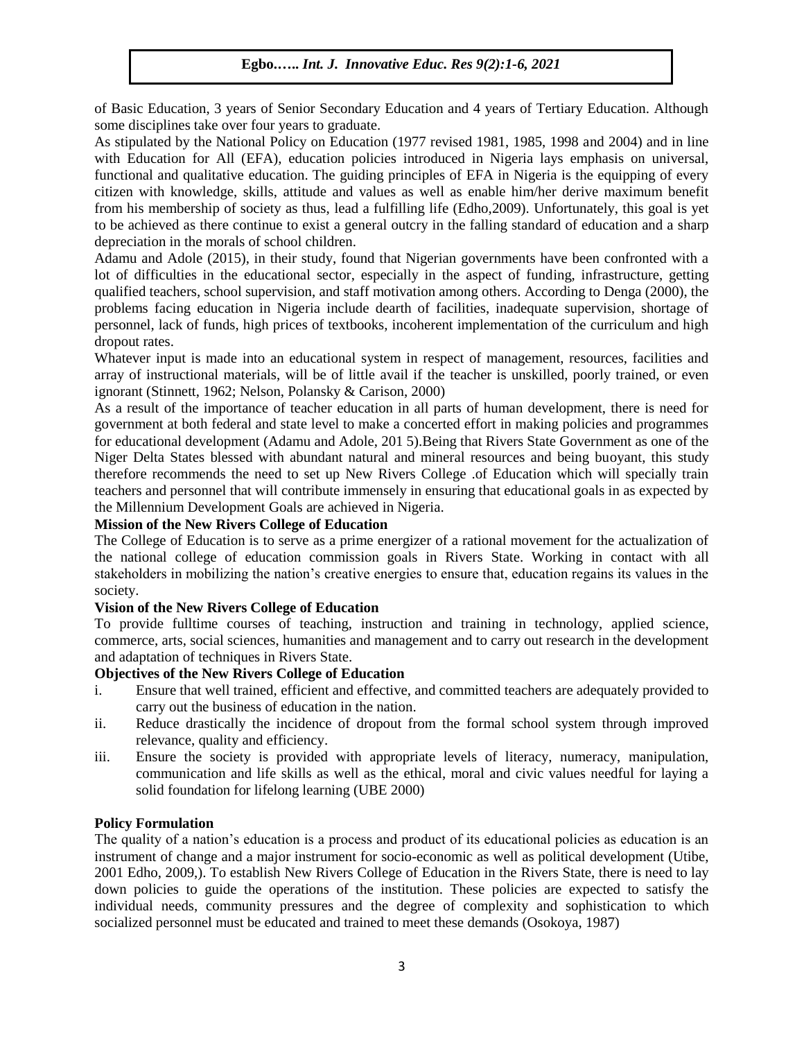of Basic Education, 3 years of Senior Secondary Education and 4 years of Tertiary Education. Although some disciplines take over four years to graduate.

As stipulated by the National Policy on Education (1977 revised 1981, 1985, 1998 and 2004) and in line with Education for All (EFA), education policies introduced in Nigeria lays emphasis on universal, functional and qualitative education. The guiding principles of EFA in Nigeria is the equipping of every citizen with knowledge, skills, attitude and values as well as enable him/her derive maximum benefit from his membership of society as thus, lead a fulfilling life (Edho,2009). Unfortunately, this goal is yet to be achieved as there continue to exist a general outcry in the falling standard of education and a sharp depreciation in the morals of school children.

Adamu and Adole (2015), in their study, found that Nigerian governments have been confronted with a lot of difficulties in the educational sector, especially in the aspect of funding, infrastructure, getting qualified teachers, school supervision, and staff motivation among others. According to Denga (2000), the problems facing education in Nigeria include dearth of facilities, inadequate supervision, shortage of personnel, lack of funds, high prices of textbooks, incoherent implementation of the curriculum and high dropout rates.

Whatever input is made into an educational system in respect of management, resources, facilities and array of instructional materials, will be of little avail if the teacher is unskilled, poorly trained, or even ignorant (Stinnett, 1962; Nelson, Polansky & Carison, 2000)

As a result of the importance of teacher education in all parts of human development, there is need for government at both federal and state level to make a concerted effort in making policies and programmes for educational development (Adamu and Adole, 201 5).Being that Rivers State Government as one of the Niger Delta States blessed with abundant natural and mineral resources and being buoyant, this study therefore recommends the need to set up New Rivers College .of Education which will specially train teachers and personnel that will contribute immensely in ensuring that educational goals in as expected by the Millennium Development Goals are achieved in Nigeria.

**Mission of the New Rivers College of Education**

The College of Education is to serve as a prime energizer of a rational movement for the actualization of the national college of education commission goals in Rivers State. Working in contact with all stakeholders in mobilizing the nation's creative energies to ensure that, education regains its values in the society.

**Vision of the New Rivers College of Education**

To provide fulltime courses of teaching, instruction and training in technology, applied science, commerce, arts, social sciences, humanities and management and to carry out research in the development and adaptation of techniques in Rivers State.

**Objectives of the New Rivers College of Education**

i. Ensure that well trained, efficient and effective, and committed teachers are adequately provided to carry out the business of education in the nation.
ii. Reduce drastically the incidence of dropout from the formal school system through improved relevance, quality and efficiency.
iii. Ensure the society is provided with appropriate levels of literacy, numeracy, manipulation, communication and life skills as well as the ethical, moral and civic values needful for laying a solid foundation for lifelong learning (UBE 2000)

**Policy Formulation**

The quality of a nation's education is a process and product of its educational policies as education is an instrument of change and a major instrument for socio-economic as well as political development (Utibe, 2001 Edho, 2009,). To establish New Rivers College of Education in the Rivers State, there is need to lay down policies to guide the operations of the institution. These policies are expected to satisfy the individual needs, community pressures and the degree of complexity and sophistication to which socialized personnel must be educated and trained to meet these demands (Osokoya, 1987)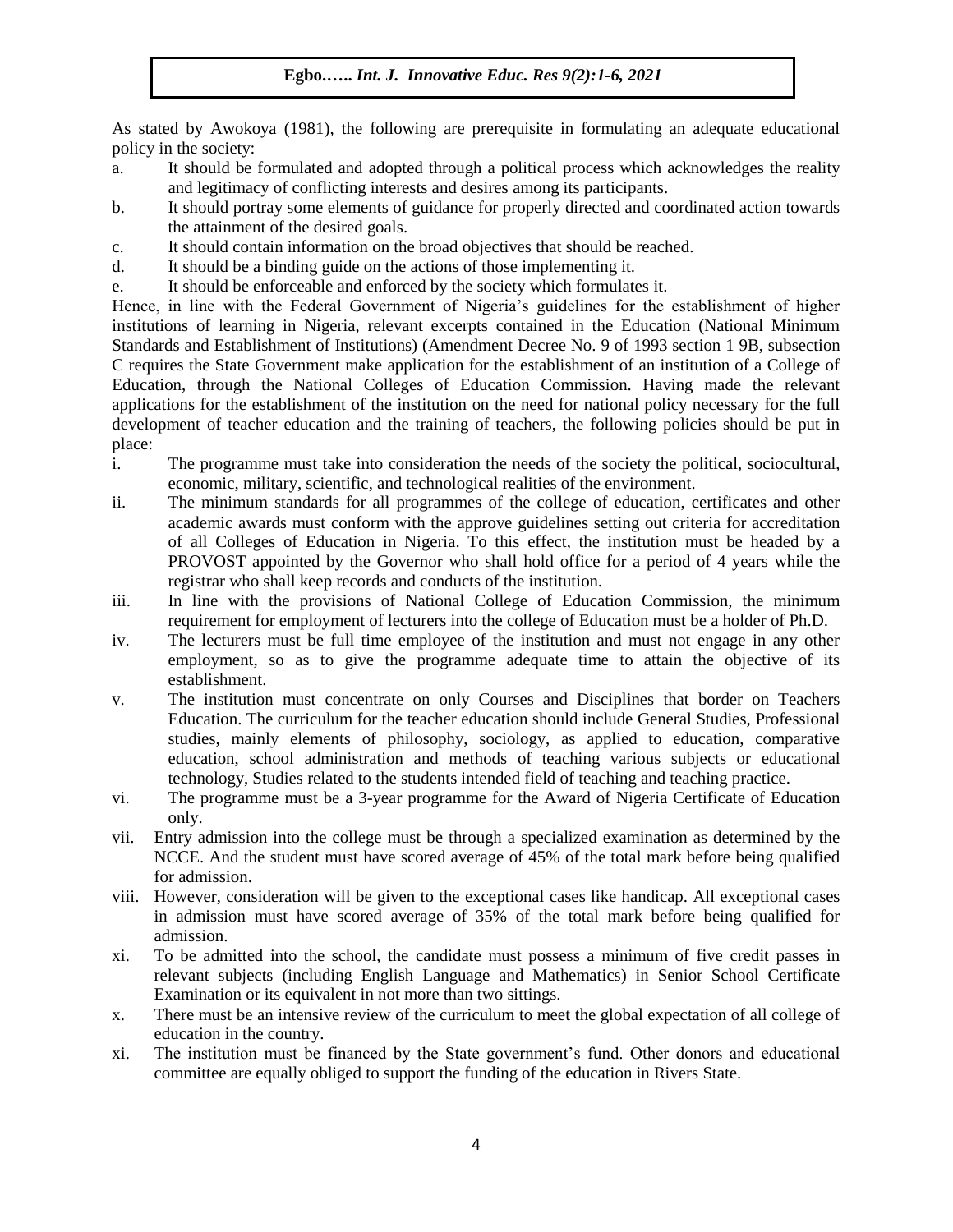As stated by Awokoya (1981), the following are prerequisite in formulating an adequate educational policy in the society:

a. It should be formulated and adopted through a political process which acknowledges the reality and legitimacy of conflicting interests and desires among its participants.
b. It should portray some elements of guidance for properly directed and coordinated action towards the attainment of the desired goals.
c. It should contain information on the broad objectives that should be reached.
d. It should be a binding guide on the actions of those implementing it.
e. It should be enforceable and enforced by the society which formulates it.

Hence, in line with the Federal Government of Nigeria's guidelines for the establishment of higher institutions of learning in Nigeria, relevant excerpts contained in the Education (National Minimum Standards and Establishment of Institutions) (Amendment Decree No. 9 of 1993 section 1 9B, subsection C requires the State Government make application for the establishment of an institution of a College of Education, through the National Colleges of Education Commission. Having made the relevant applications for the establishment of the institution on the need for national policy necessary for the full development of teacher education and the training of teachers, the following policies should be put in place:

i. The programme must take into consideration the needs of the society the political, sociocultural, economic, military, scientific, and technological realities of the environment.
ii. The minimum standards for all programmes of the college of education, certificates and other academic awards must conform with the approve guidelines setting out criteria for accreditation of all Colleges of Education in Nigeria. To this effect, the institution must be headed by a PROVOST appointed by the Governor who shall hold office for a period of 4 years while the registrar who shall keep records and conducts of the institution.
iii. In line with the provisions of National College of Education Commission, the minimum requirement for employment of lecturers into the college of Education must be a holder of Ph.D.
iv. The lecturers must be full time employee of the institution and must not engage in any other employment, so as to give the programme adequate time to attain the objective of its establishment.
v. The institution must concentrate on only Courses and Disciplines that border on Teachers Education. The curriculum for the teacher education should include General Studies, Professional studies, mainly elements of philosophy, sociology, as applied to education, comparative education, school administration and methods of teaching various subjects or educational technology, Studies related to the students intended field of teaching and teaching practice.
vi. The programme must be a 3-year programme for the Award of Nigeria Certificate of Education only.
vii. Entry admission into the college must be through a specialized examination as determined by the NCCE. And the student must have scored average of 45% of the total mark before being qualified for admission.
viii. However, consideration will be given to the exceptional cases like handicap. All exceptional cases in admission must have scored average of 35% of the total mark before being qualified for admission.
xi. To be admitted into the school, the candidate must possess a minimum of five credit passes in relevant subjects (including English Language and Mathematics) in Senior School Certificate Examination or its equivalent in not more than two sittings.
x. There must be an intensive review of the curriculum to meet the global expectation of all college of education in the country.
xi. The institution must be financed by the State government's fund. Other donors and educational committee are equally obliged to support the funding of the education in Rivers State.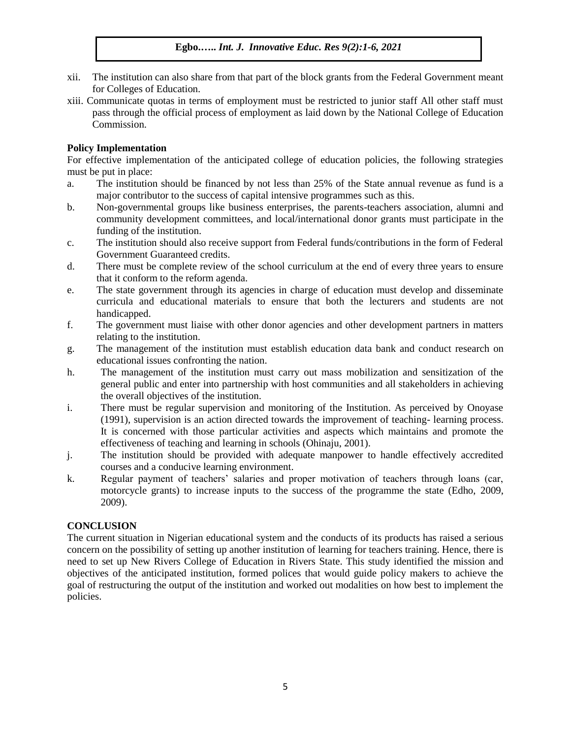xii. The institution can also share from that part of the block grants from the Federal Government meant for Colleges of Education.

xiii. Communicate quotas in terms of employment must be restricted to junior staff All other staff must pass through the official process of employment as laid down by the National College of Education Commission.

**Policy Implementation**

For effective implementation of the anticipated college of education policies, the following strategies must be put in place:

a. The institution should be financed by not less than 25% of the State annual revenue as fund is a major contributor to the success of capital intensive programmes such as this.

b. Non-governmental groups like business enterprises, the parents-teachers association, alumni and community development committees, and local/international donor grants must participate in the funding of the institution.

c. The institution should also receive support from Federal funds/contributions in the form of Federal Government Guaranteed credits.

d. There must be complete review of the school curriculum at the end of every three years to ensure that it conform to the reform agenda.

e. The state government through its agencies in charge of education must develop and disseminate curricula and educational materials to ensure that both the lecturers and students are not handicapped.

f. The government must liaise with other donor agencies and other development partners in matters relating to the institution.

g. The management of the institution must establish education data bank and conduct research on educational issues confronting the nation.

h. The management of the institution must carry out mass mobilization and sensitization of the general public and enter into partnership with host communities and all stakeholders in achieving the overall objectives of the institution.

i. There must be regular supervision and monitoring of the Institution. As perceived by Onoyase (1991), supervision is an action directed towards the improvement of teaching- learning process. It is concerned with those particular activities and aspects which maintains and promote the effectiveness of teaching and learning in schools (Ohinaju, 2001).

j. The institution should be provided with adequate manpower to handle effectively accredited courses and a conducive learning environment.

k. Regular payment of teachers' salaries and proper motivation of teachers through loans (car, motorcycle grants) to increase inputs to the success of the programme the state (Edho, 2009, 2009).

## CONCLUSION

The current situation in Nigerian educational system and the conducts of its products has raised a serious concern on the possibility of setting up another institution of learning for teachers training. Hence, there is need to set up New Rivers College of Education in Rivers State. This study identified the mission and objectives of the anticipated institution, formed polices that would guide policy makers to achieve the goal of restructuring the output of the institution and worked out modalities on how best to implement the policies.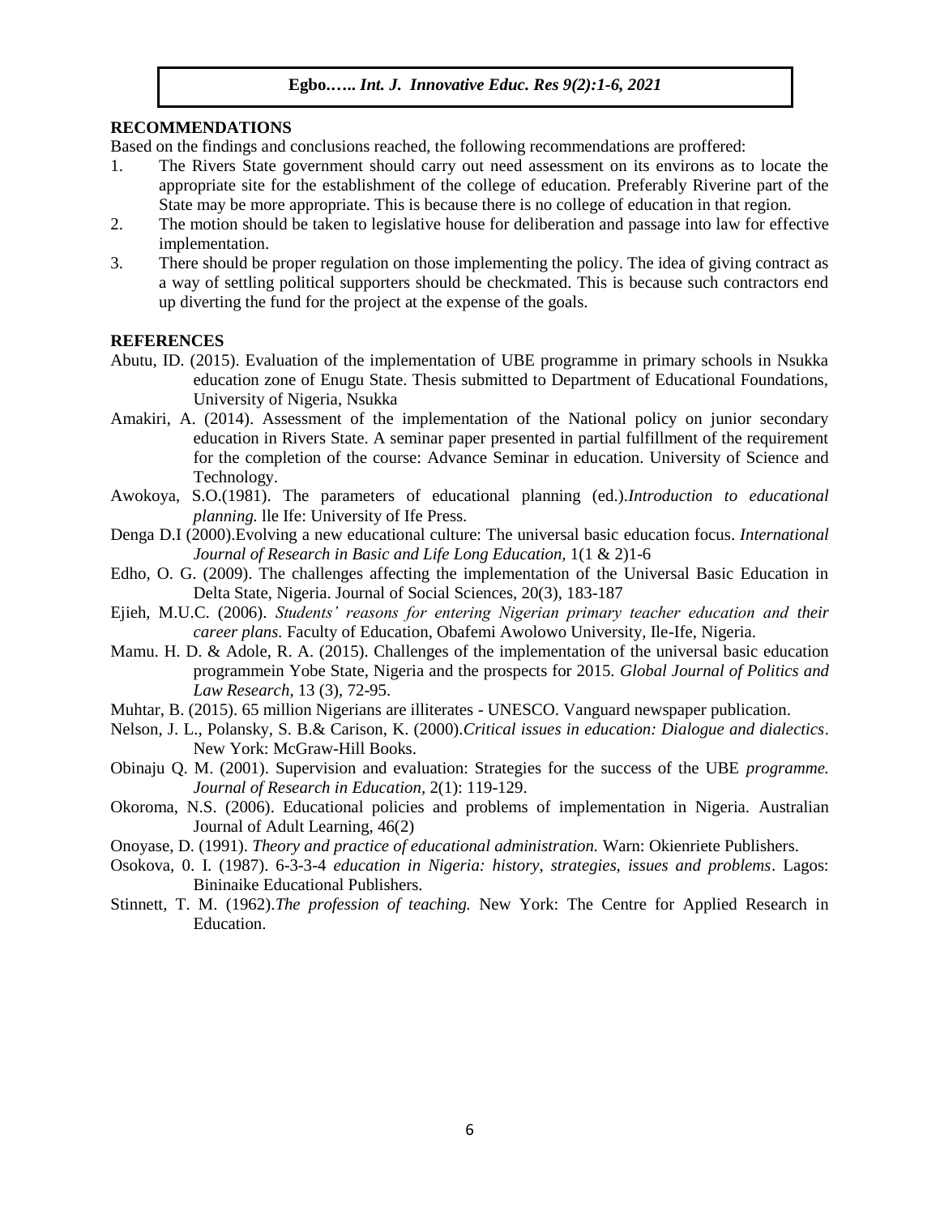## RECOMMENDATIONS

Based on the findings and conclusions reached, the following recommendations are proffered:

1. The Rivers State government should carry out need assessment on its environs as to locate the appropriate site for the establishment of the college of education. Preferably Riverine part of the State may be more appropriate. This is because there is no college of education in that region.
2. The motion should be taken to legislative house for deliberation and passage into law for effective implementation.
3. There should be proper regulation on those implementing the policy. The idea of giving contract as a way of settling political supporters should be checkmated. This is because such contractors end up diverting the fund for the project at the expense of the goals.

## REFERENCES

Abutu, ID. (2015). Evaluation of the implementation of UBE programme in primary schools in Nsukka education zone of Enugu State. Thesis submitted to Department of Educational Foundations, University of Nigeria, Nsukka

Amakiri, A. (2014). Assessment of the implementation of the National policy on junior secondary education in Rivers State. A seminar paper presented in partial fulfillment of the requirement for the completion of the course: Advance Seminar in education. University of Science and Technology.

Awokoya, S.O.(1981). The parameters of educational planning (ed.).*Introduction to educational planning.* lle Ife: University of Ife Press.

Denga D.I (2000).Evolving a new educational culture: The universal basic education focus. *International Journal of Research in Basic and Life Long Education,* 1(1 & 2)1-6

Edho, O. G. (2009). The challenges affecting the implementation of the Universal Basic Education in Delta State, Nigeria. Journal of Social Sciences, 20(3), 183-187

Ejieh, M.U.C. (2006). *Students' reasons for entering Nigerian primary teacher education and their career plans.* Faculty of Education, Obafemi Awolowo University, Ile-Ife, Nigeria.

Mamu. H. D. & Adole, R. A. (2015). Challenges of the implementation of the universal basic education programmein Yobe State, Nigeria and the prospects for 2015. *Global Journal of Politics and Law Research*, 13 (3), 72-95.

Muhtar, B. (2015). 65 million Nigerians are illiterates - UNESCO. Vanguard newspaper publication.

Nelson, J. L., Polansky, S. B.& Carison, K. (2000).*Critical issues in education: Dialogue and dialectics*. New York: McGraw-Hill Books.

Obinaju Q. M. (2001). Supervision and evaluation: Strategies for the success of the UBE *programme. Journal of Research in Education,* 2(1): 119-129.

Okoroma, N.S. (2006). Educational policies and problems of implementation in Nigeria. Australian Journal of Adult Learning, 46(2)

Onoyase, D. (1991). *Theory and practice of educational administration.* Warn: Okienriete Publishers.

Osokova, 0. I. (1987). 6-3-3-4 *education in Nigeria: history, strategies, issues and problems*. Lagos: Bininaike Educational Publishers.

Stinnett, T. M. (1962).*The profession of teaching.* New York: The Centre for Applied Research in Education.